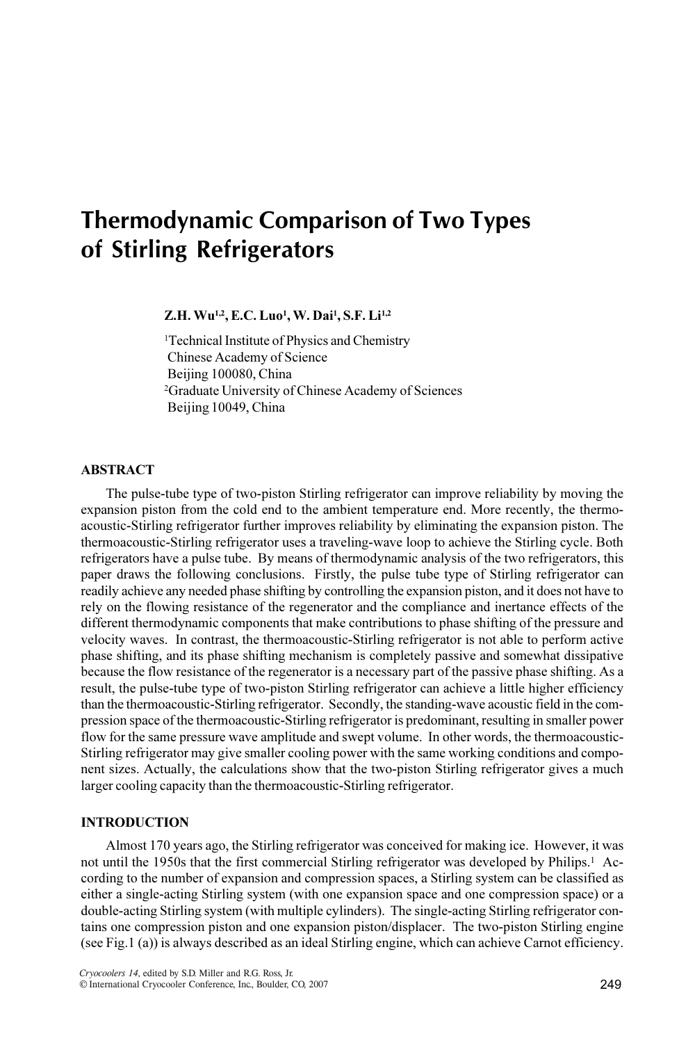# Thermodynamic Comparison of Two Types of Stirling Refrigerators

**Z.H. Wu[1,2], E.C. Luo[1], W. Dai[1], S.F. Li[1,2]**

[1]Technical Institute of Physics and Chemistry
Chinese Academy of Science
Beijing 100080, China
[2]Graduate University of Chinese Academy of Sciences
Beijing 10049, China

## ABSTRACT

The pulse-tube type of two-piston Stirling refrigerator can improve reliability by moving the expansion piston from the cold end to the ambient temperature end. More recently, the thermoacoustic-Stirling refrigerator further improves reliability by eliminating the expansion piston. The thermoacoustic-Stirling refrigerator uses a traveling-wave loop to achieve the Stirling cycle. Both refrigerators have a pulse tube. By means of thermodynamic analysis of the two refrigerators, this paper draws the following conclusions. Firstly, the pulse tube type of Stirling refrigerator can readily achieve any needed phase shifting by controlling the expansion piston, and it does not have to rely on the flowing resistance of the regenerator and the compliance and inertance effects of the different thermodynamic components that make contributions to phase shifting of the pressure and velocity waves. In contrast, the thermoacoustic-Stirling refrigerator is not able to perform active phase shifting, and its phase shifting mechanism is completely passive and somewhat dissipative because the flow resistance of the regenerator is a necessary part of the passive phase shifting. As a result, the pulse-tube type of two-piston Stirling refrigerator can achieve a little higher efficiency than the thermoacoustic-Stirling refrigerator. Secondly, the standing-wave acoustic field in the compression space of the thermoacoustic-Stirling refrigerator is predominant, resulting in smaller power flow for the same pressure wave amplitude and swept volume. In other words, the thermoacoustic-Stirling refrigerator may give smaller cooling power with the same working conditions and component sizes. Actually, the calculations show that the two-piston Stirling refrigerator gives a much larger cooling capacity than the thermoacoustic-Stirling refrigerator.

## INTRODUCTION

Almost 170 years ago, the Stirling refrigerator was conceived for making ice. However, it was not until the 1950s that the first commercial Stirling refrigerator was developed by Philips.[1] According to the number of expansion and compression spaces, a Stirling system can be classified as either a single-acting Stirling system (with one expansion space and one compression space) or a double-acting Stirling system (with multiple cylinders). The single-acting Stirling refrigerator contains one compression piston and one expansion piston/displacer. The two-piston Stirling engine (see Fig.1 (a)) is always described as an ideal Stirling engine, which can achieve Carnot efficiency.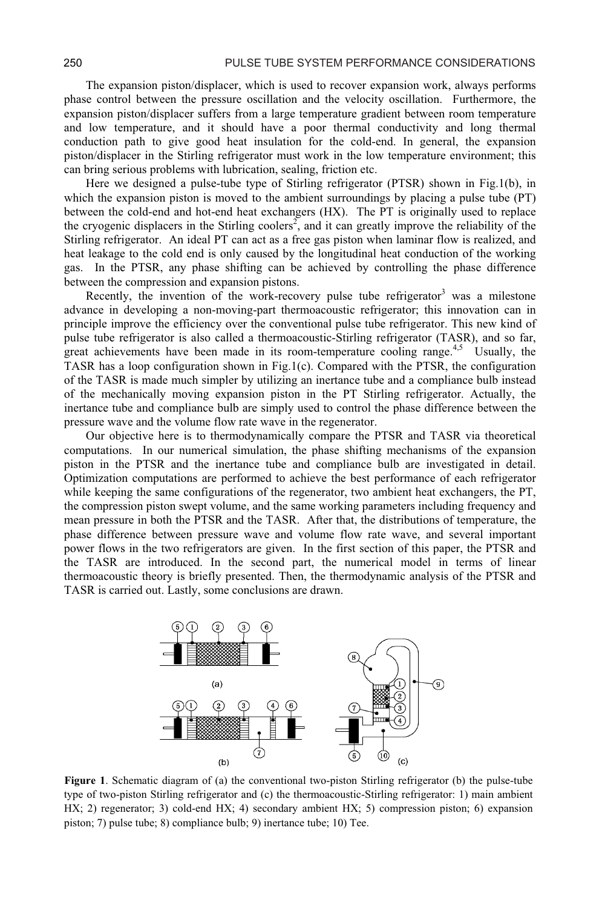The expansion piston/displacer, which is used to recover expansion work, always performs phase control between the pressure oscillation and the velocity oscillation. Furthermore, the expansion piston/displacer suffers from a large temperature gradient between room temperature and low temperature, and it should have a poor thermal conductivity and long thermal conduction path to give good heat insulation for the cold-end. In general, the expansion piston/displacer in the Stirling refrigerator must work in the low temperature environment; this can bring serious problems with lubrication, sealing, friction etc.

Here we designed a pulse-tube type of Stirling refrigerator (PTSR) shown in Fig.1(b), in which the expansion piston is moved to the ambient surroundings by placing a pulse tube (PT) between the cold-end and hot-end heat exchangers (HX). The PT is originally used to replace the cryogenic displacers in the Stirling coolers[2], and it can greatly improve the reliability of the Stirling refrigerator. An ideal PT can act as a free gas piston when laminar flow is realized, and heat leakage to the cold end is only caused by the longitudinal heat conduction of the working gas. In the PTSR, any phase shifting can be achieved by controlling the phase difference between the compression and expansion pistons.

Recently, the invention of the work-recovery pulse tube refrigerator[3] was a milestone advance in developing a non-moving-part thermoacoustic refrigerator; this innovation can in principle improve the efficiency over the conventional pulse tube refrigerator. This new kind of pulse tube refrigerator is also called a thermoacoustic-Stirling refrigerator (TASR), and so far, great achievements have been made in its room-temperature cooling range.[4,5] Usually, the TASR has a loop configuration shown in Fig.1(c). Compared with the PTSR, the configuration of the TASR is made much simpler by utilizing an inertance tube and a compliance bulb instead of the mechanically moving expansion piston in the PT Stirling refrigerator. Actually, the inertance tube and compliance bulb are simply used to control the phase difference between the pressure wave and the volume flow rate wave in the regenerator.

Our objective here is to thermodynamically compare the PTSR and TASR via theoretical computations. In our numerical simulation, the phase shifting mechanisms of the expansion piston in the PTSR and the inertance tube and compliance bulb are investigated in detail. Optimization computations are performed to achieve the best performance of each refrigerator while keeping the same configurations of the regenerator, two ambient heat exchangers, the PT, the compression piston swept volume, and the same working parameters including frequency and mean pressure in both the PTSR and the TASR. After that, the distributions of temperature, the phase difference between pressure wave and volume flow rate wave, and several important power flows in the two refrigerators are given. In the first section of this paper, the PTSR and the TASR are introduced. In the second part, the numerical model in terms of linear thermoacoustic theory is briefly presented. Then, the thermodynamic analysis of the PTSR and TASR is carried out. Lastly, some conclusions are drawn.

**Figure 1**. Schematic diagram of (a) the conventional two-piston Stirling refrigerator (b) the pulse-tube type of two-piston Stirling refrigerator and (c) the thermoacoustic-Stirling refrigerator: 1) main ambient HX; 2) regenerator; 3) cold-end HX; 4) secondary ambient HX; 5) compression piston; 6) expansion piston; 7) pulse tube; 8) compliance bulb; 9) inertance tube; 10) Tee.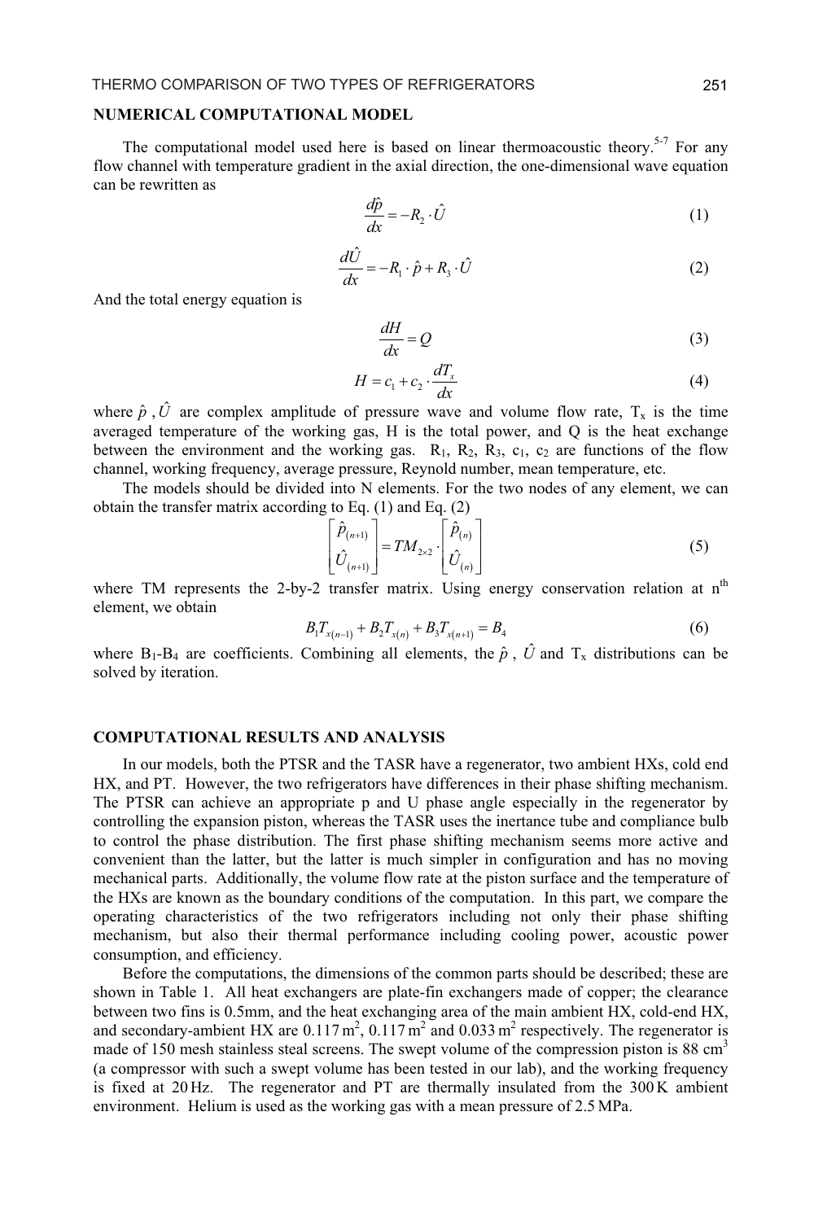## NUMERICAL COMPUTATIONAL MODEL

The computational model used here is based on linear thermoacoustic theory.[5-7] For any flow channel with temperature gradient in the axial direction, the one-dimensional wave equation can be rewritten as

$$\frac{d\hat{p}}{dx} = -R_2 \cdot \hat{U} \tag{1}$$

$$\frac{d\hat{U}}{dx} = -R_1 \cdot \hat{p} + R_3 \cdot \hat{U} \tag{2}$$

And the total energy equation is

$$\frac{dH}{dx} = Q \tag{3}$$

$$H = c_1 + c_2 \cdot \frac{dT_x}{dx} \tag{4}$$

where $\hat{p}$ , $\hat{U}$ are complex amplitude of pressure wave and volume flow rate, $T_x$ is the time averaged temperature of the working gas, H is the total power, and Q is the heat exchange between the environment and the working gas. $R_1$, $R_2$, $R_3$, $c_1$, $c_2$ are functions of the flow channel, working frequency, average pressure, Reynold number, mean temperature, etc.

The models should be divided into N elements. For the two nodes of any element, we can obtain the transfer matrix according to Eq. (1) and Eq. (2)

$$\begin{bmatrix} \hat{p}_{(n+1)} \\ \hat{U}_{(n+1)} \end{bmatrix} = TM_{2\times 2} \cdot \begin{bmatrix} \hat{p}_{(n)} \\ \hat{U}_{(n)} \end{bmatrix} \tag{5}$$

where TM represents the 2-by-2 transfer matrix. Using energy conservation relation at $n^{th}$ element, we obtain

$$B_1 T_{x(n-1)} + B_2 T_{x(n)} + B_3 T_{x(n+1)} = B_4 \tag{6}$$

where $B_1$-$B_4$ are coefficients. Combining all elements, the $\hat{p}$ , $\hat{U}$ and $T_x$ distributions can be solved by iteration.

## COMPUTATIONAL RESULTS AND ANALYSIS

In our models, both the PTSR and the TASR have a regenerator, two ambient HXs, cold end HX, and PT. However, the two refrigerators have differences in their phase shifting mechanism. The PTSR can achieve an appropriate p and U phase angle especially in the regenerator by controlling the expansion piston, whereas the TASR uses the inertance tube and compliance bulb to control the phase distribution. The first phase shifting mechanism seems more active and convenient than the latter, but the latter is much simpler in configuration and has no moving mechanical parts. Additionally, the volume flow rate at the piston surface and the temperature of the HXs are known as the boundary conditions of the computation. In this part, we compare the operating characteristics of the two refrigerators including not only their phase shifting mechanism, but also their thermal performance including cooling power, acoustic power consumption, and efficiency.

Before the computations, the dimensions of the common parts should be described; these are shown in Table 1. All heat exchangers are plate-fin exchangers made of copper; the clearance between two fins is 0.5mm, and the heat exchanging area of the main ambient HX, cold-end HX, and secondary-ambient HX are 0.117 $m^2$, 0.117 $m^2$ and 0.033 $m^2$ respectively. The regenerator is made of 150 mesh stainless steal screens. The swept volume of the compression piston is 88 $cm^3$ (a compressor with such a swept volume has been tested in our lab), and the working frequency is fixed at 20 Hz. The regenerator and PT are thermally insulated from the 300 K ambient environment. Helium is used as the working gas with a mean pressure of 2.5 MPa.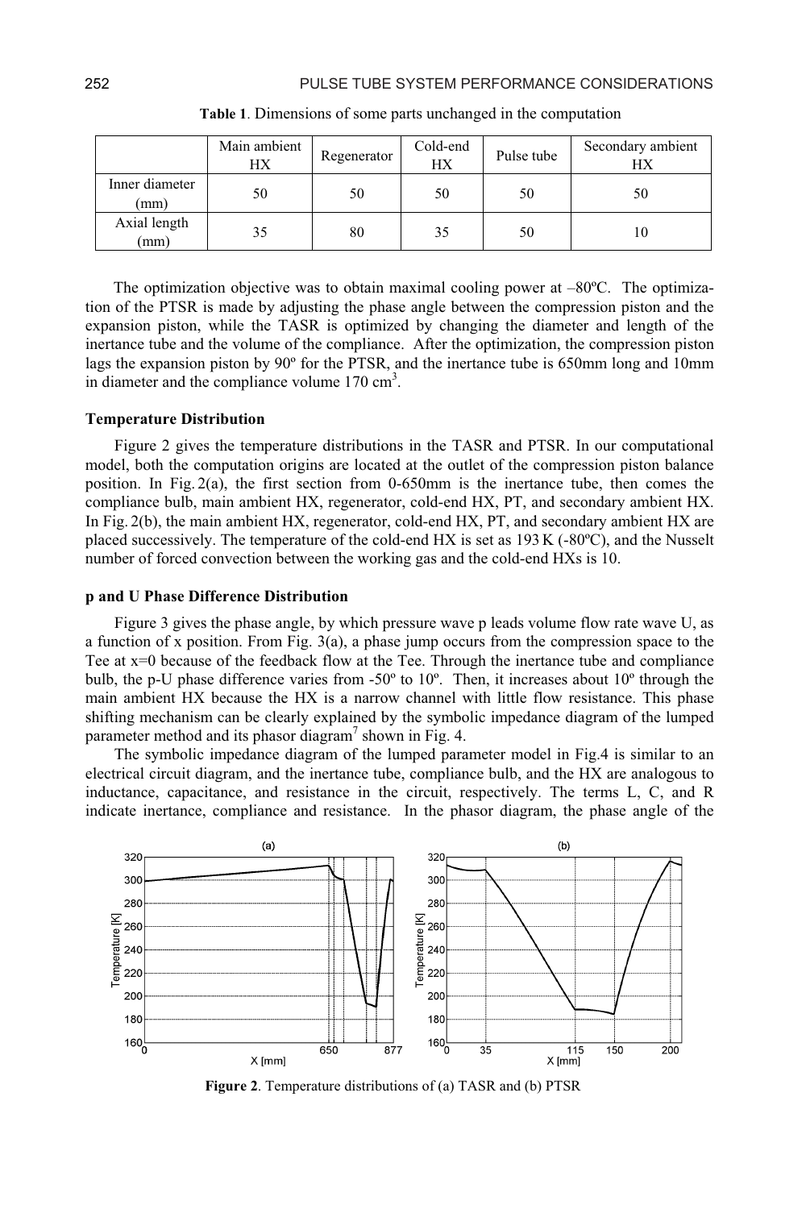**Table 1**. Dimensions of some parts unchanged in the computation

| | Main ambient HX | Regenerator | Cold-end HX | Pulse tube | Secondary ambient HX |
|---|---|---|---|---|---|
| Inner diameter (mm) | 50 | 50 | 50 | 50 | 50 |
| Axial length (mm) | 35 | 80 | 35 | 50 | 10 |

The optimization objective was to obtain maximal cooling power at –80ºC. The optimization of the PTSR is made by adjusting the phase angle between the compression piston and the expansion piston, while the TASR is optimized by changing the diameter and length of the inertance tube and the volume of the compliance. After the optimization, the compression piston lags the expansion piston by 90º for the PTSR, and the inertance tube is 650mm long and 10mm in diameter and the compliance volume 170 $cm^3$.

### Temperature Distribution

Figure 2 gives the temperature distributions in the TASR and PTSR. In our computational model, both the computation origins are located at the outlet of the compression piston balance position. In Fig. 2(a), the first section from 0-650mm is the inertance tube, then comes the compliance bulb, main ambient HX, regenerator, cold-end HX, PT, and secondary ambient HX. In Fig. 2(b), the main ambient HX, regenerator, cold-end HX, PT, and secondary ambient HX are placed successively. The temperature of the cold-end HX is set as 193 K (-80ºC), and the Nusselt number of forced convection between the working gas and the cold-end HXs is 10.

### p and U Phase Difference Distribution

Figure 3 gives the phase angle, by which pressure wave p leads volume flow rate wave U, as a function of x position. From Fig. 3(a), a phase jump occurs from the compression space to the Tee at x=0 because of the feedback flow at the Tee. Through the inertance tube and compliance bulb, the p-U phase difference varies from -50º to 10º. Then, it increases about 10º through the main ambient HX because the HX is a narrow channel with little flow resistance. This phase shifting mechanism can be clearly explained by the symbolic impedance diagram of the lumped parameter method and its phasor diagram[7] shown in Fig. 4.

The symbolic impedance diagram of the lumped parameter model in Fig.4 is similar to an electrical circuit diagram, and the inertance tube, compliance bulb, and the HX are analogous to inductance, capacitance, and resistance in the circuit, respectively. The terms L, C, and R indicate inertance, compliance and resistance. In the phasor diagram, the phase angle of the

**Figure 2**. Temperature distributions of (a) TASR and (b) PTSR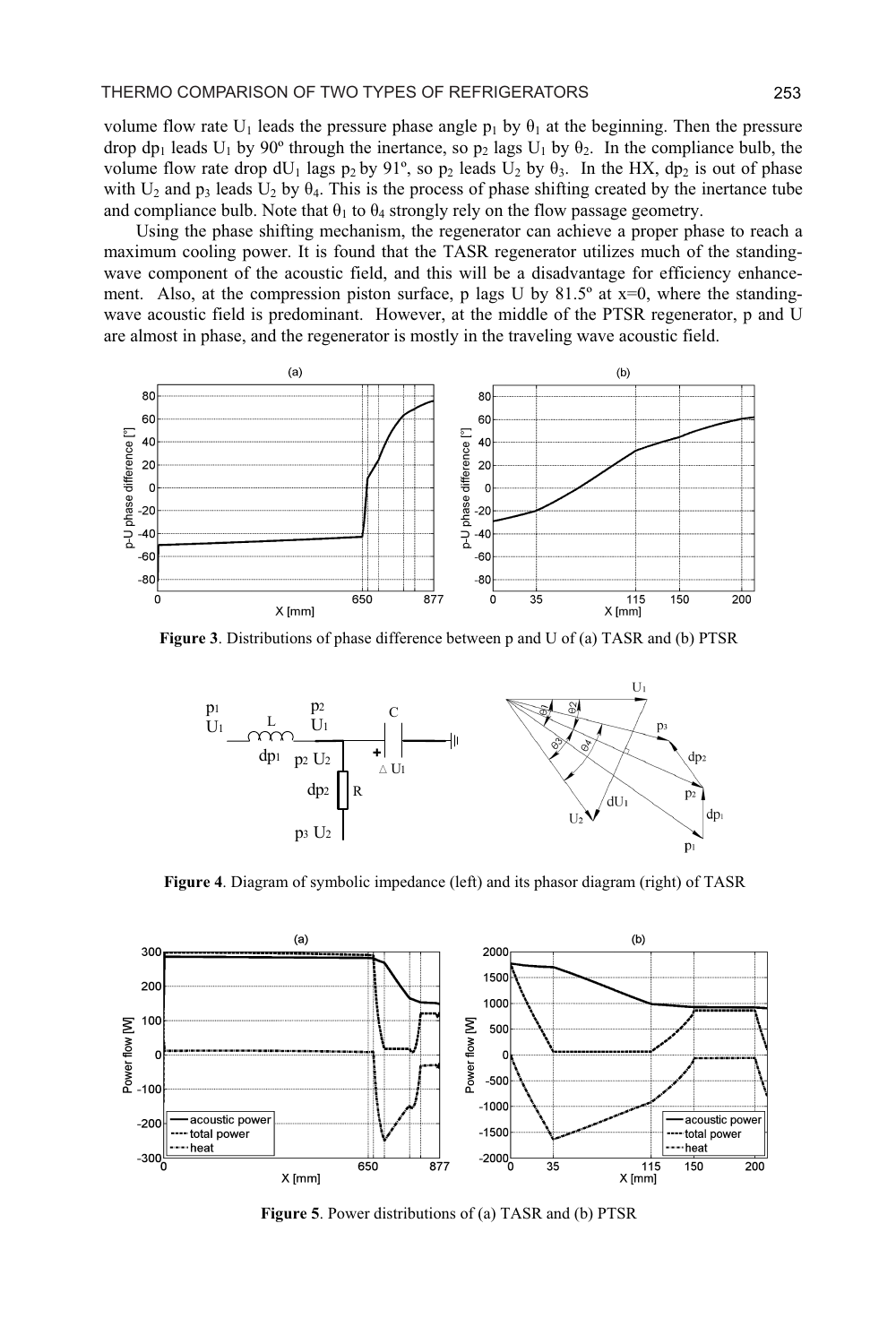volume flow rate $U_1$ leads the pressure phase angle $p_1$ by $\theta_1$ at the beginning. Then the pressure drop $dp_1$ leads $U_1$ by 90º through the inertance, so $p_2$ lags $U_1$ by $\theta_2$. In the compliance bulb, the volume flow rate drop $dU_1$ lags $p_2$ by 91º, so $p_2$ leads $U_2$ by $\theta_3$. In the HX, $dp_2$ is out of phase with $U_2$ and $p_3$ leads $U_2$ by $\theta_4$. This is the process of phase shifting created by the inertance tube and compliance bulb. Note that $\theta_1$ to $\theta_4$ strongly rely on the flow passage geometry.

Using the phase shifting mechanism, the regenerator can achieve a proper phase to reach a maximum cooling power. It is found that the TASR regenerator utilizes much of the standing-wave component of the acoustic field, and this will be a disadvantage for efficiency enhancement. Also, at the compression piston surface, p lags U by 81.5º at x=0, where the standing-wave acoustic field is predominant. However, at the middle of the PTSR regenerator, p and U are almost in phase, and the regenerator is mostly in the traveling wave acoustic field.

**Figure 3**. Distributions of phase difference between p and U of (a) TASR and (b) PTSR

**Figure 4**. Diagram of symbolic impedance (left) and its phasor diagram (right) of TASR

**Figure 5**. Power distributions of (a) TASR and (b) PTSR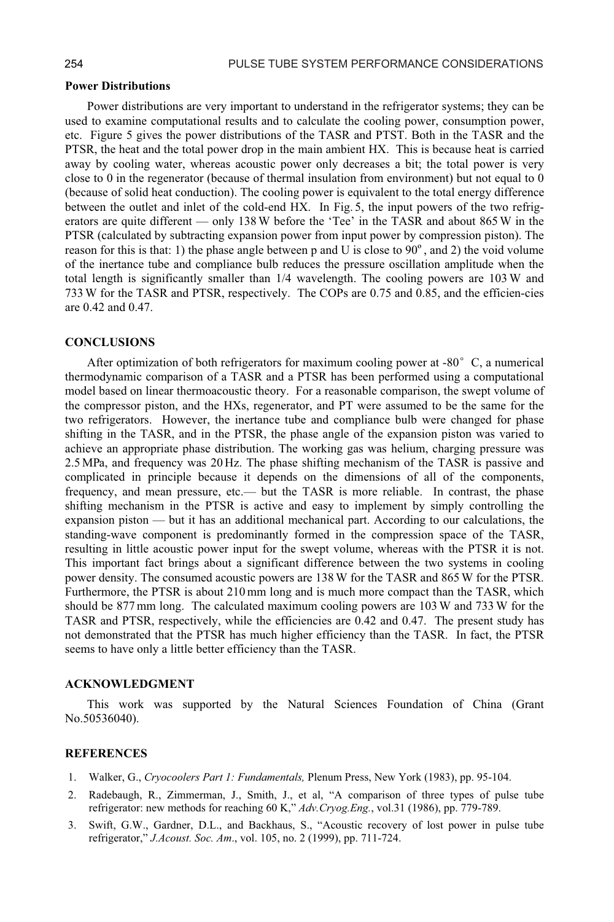**Power Distributions**

Power distributions are very important to understand in the refrigerator systems; they can be used to examine computational results and to calculate the cooling power, consumption power, etc. Figure 5 gives the power distributions of the TASR and PTST. Both in the TASR and the PTSR, the heat and the total power drop in the main ambient HX. This is because heat is carried away by cooling water, whereas acoustic power only decreases a bit; the total power is very close to 0 in the regenerator (because of thermal insulation from environment) but not equal to 0 (because of solid heat conduction). The cooling power is equivalent to the total energy difference between the outlet and inlet of the cold-end HX. In Fig. 5, the input powers of the two refrigerators are quite different — only 138 W before the 'Tee' in the TASR and about 865 W in the PTSR (calculated by subtracting expansion power from input power by compression piston). The reason for this is that: 1) the phase angle between p and U is close to 90$^o$, and 2) the void volume of the inertance tube and compliance bulb reduces the pressure oscillation amplitude when the total length is significantly smaller than 1/4 wavelength. The cooling powers are 103 W and 733 W for the TASR and PTSR, respectively. The COPs are 0.75 and 0.85, and the efficien-cies are 0.42 and 0.47.

**CONCLUSIONS**

After optimization of both refrigerators for maximum cooling power at -80$^\circ$ C, a numerical thermodynamic comparison of a TASR and a PTSR has been performed using a computational model based on linear thermoacoustic theory. For a reasonable comparison, the swept volume of the compressor piston, and the HXs, regenerator, and PT were assumed to be the same for the two refrigerators. However, the inertance tube and compliance bulb were changed for phase shifting in the TASR, and in the PTSR, the phase angle of the expansion piston was varied to achieve an appropriate phase distribution. The working gas was helium, charging pressure was 2.5 MPa, and frequency was 20 Hz. The phase shifting mechanism of the TASR is passive and complicated in principle because it depends on the dimensions of all of the components, frequency, and mean pressure, etc.— but the TASR is more reliable. In contrast, the phase shifting mechanism in the PTSR is active and easy to implement by simply controlling the expansion piston — but it has an additional mechanical part. According to our calculations, the standing-wave component is predominantly formed in the compression space of the TASR, resulting in little acoustic power input for the swept volume, whereas with the PTSR it is not. This important fact brings about a significant difference between the two systems in cooling power density. The consumed acoustic powers are 138 W for the TASR and 865 W for the PTSR. Furthermore, the PTSR is about 210 mm long and is much more compact than the TASR, which should be 877 mm long. The calculated maximum cooling powers are 103 W and 733 W for the TASR and PTSR, respectively, while the efficiencies are 0.42 and 0.47. The present study has not demonstrated that the PTSR has much higher efficiency than the TASR. In fact, the PTSR seems to have only a little better efficiency than the TASR.

**ACKNOWLEDGMENT**

This work was supported by the Natural Sciences Foundation of China (Grant No.50536040).

**REFERENCES**

1. Walker, G., *Cryocoolers Part 1: Fundamentals,* Plenum Press, New York (1983), pp. 95-104.
2. Radebaugh, R., Zimmerman, J., Smith, J., et al, "A comparison of three types of pulse tube refrigerator: new methods for reaching 60 K," *Adv.Cryog.Eng.*, vol.31 (1986), pp. 779-789.
3. Swift, G.W., Gardner, D.L., and Backhaus, S., "Acoustic recovery of lost power in pulse tube refrigerator," *J.Acoust. Soc. Am*., vol. 105, no. 2 (1999), pp. 711-724.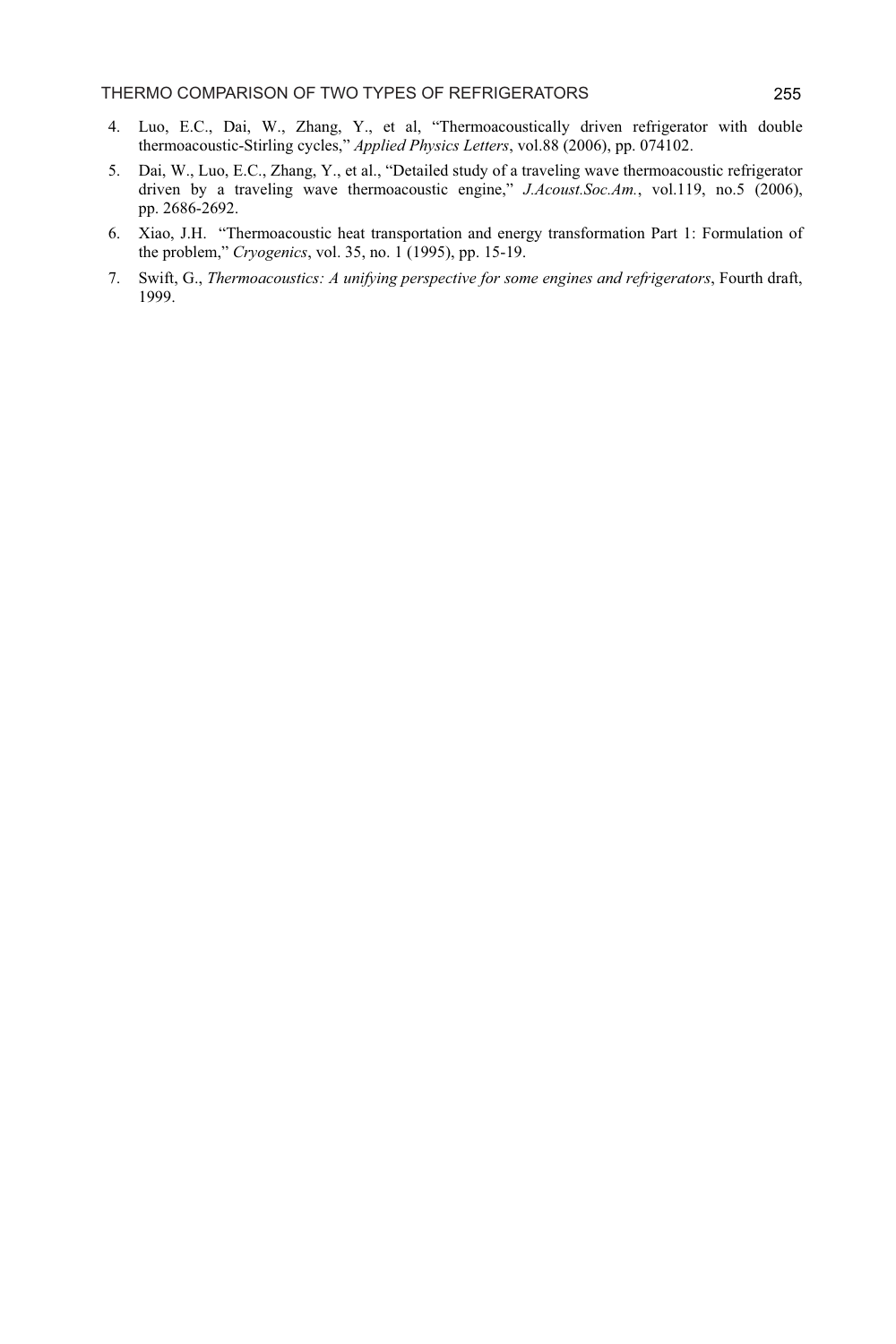4. Luo, E.C., Dai, W., Zhang, Y., et al, "Thermoacoustically driven refrigerator with double thermoacoustic-Stirling cycles," *Applied Physics Letters*, vol.88 (2006), pp. 074102.
5. Dai, W., Luo, E.C., Zhang, Y., et al., "Detailed study of a traveling wave thermoacoustic refrigerator driven by a traveling wave thermoacoustic engine," *J.Acoust.Soc.Am.*, vol.119, no.5 (2006), pp. 2686-2692.
6. Xiao, J.H. "Thermoacoustic heat transportation and energy transformation Part 1: Formulation of the problem," *Cryogenics*, vol. 35, no. 1 (1995), pp. 15-19.
7. Swift, G., *Thermoacoustics: A unifying perspective for some engines and refrigerators*, Fourth draft, 1999.